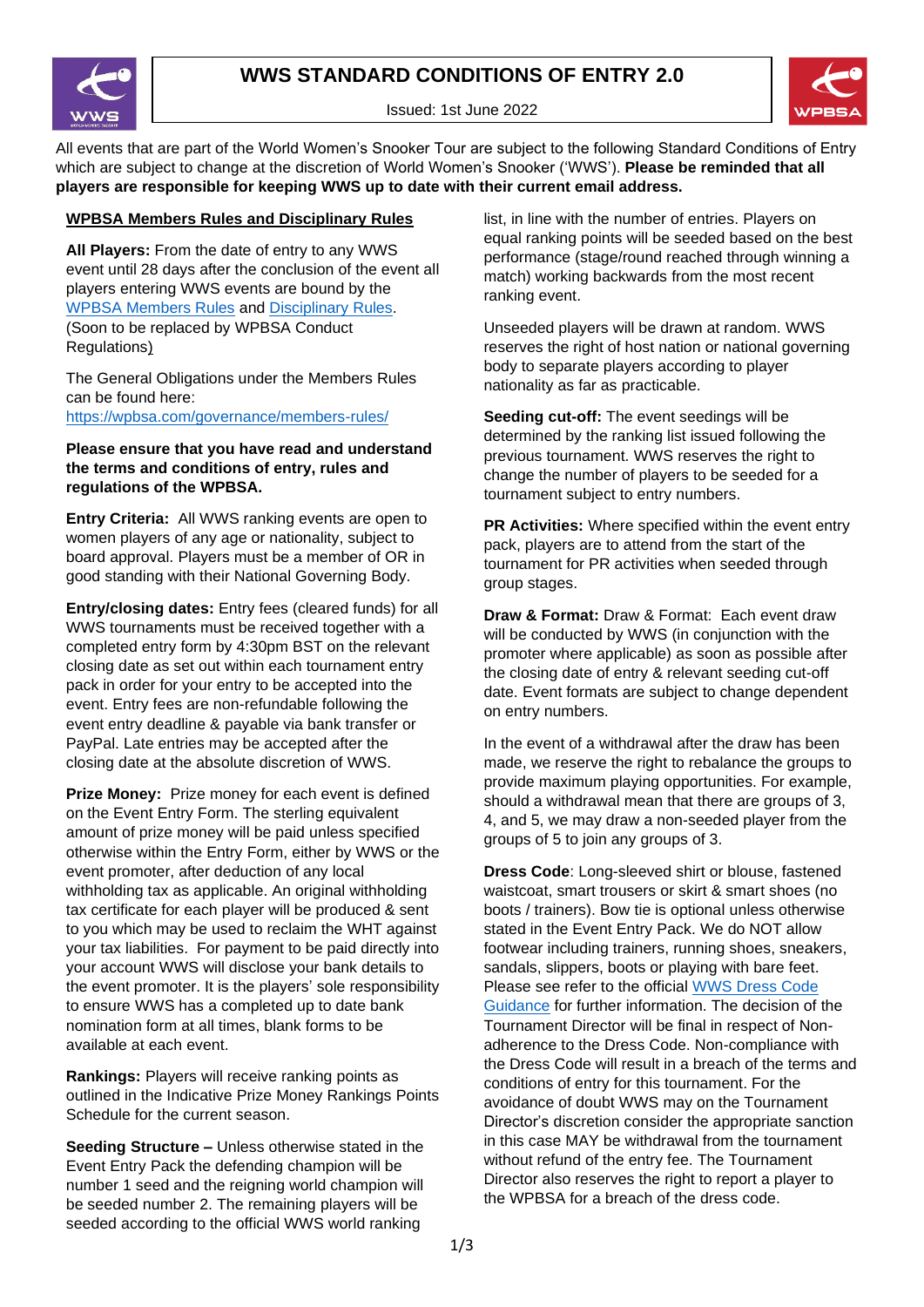# WWS STANDARD CONDITIONS OF ENTRY 2.0

Issued: 1st June 2022

All events that are part of the World Women's Snooker Tour are subject to the following Standard Conditions of Entry which are subject to change at the discretion of World Women's Snooker ('WWS'). **Please be reminded that all players are responsible for keeping WWS up to date with their current email address.**

## WPBSA Members Rules and Disciplinary Rules

**All Players:** From the date of entry to any WWS event until 28 days after the conclusion of the event all players entering WWS events are bound by the WPBSA Members Rules and Disciplinary Rules. (Soon to be replaced by WPBSA Conduct Regulations)

The General Obligations under the Members Rules can be found here: https://wpbsa.com/governance/members-rules/

**Please ensure that you have read and understand the terms and conditions of entry, rules and regulations of the WPBSA.**

**Entry Criteria:** All WWS ranking events are open to women players of any age or nationality, subject to board approval. Players must be a member of OR in good standing with their National Governing Body.

**Entry/closing dates:** Entry fees (cleared funds) for all WWS tournaments must be received together with a completed entry form by 4:30pm BST on the relevant closing date as set out within each tournament entry pack in order for your entry to be accepted into the event. Entry fees are non-refundable following the event entry deadline & payable via bank transfer or PayPal. Late entries may be accepted after the closing date at the absolute discretion of WWS.

**Prize Money:** Prize money for each event is defined on the Event Entry Form. The sterling equivalent amount of prize money will be paid unless specified otherwise within the Entry Form, either by WWS or the event promoter, after deduction of any local withholding tax as applicable. An original withholding tax certificate for each player will be produced & sent to you which may be used to reclaim the WHT against your tax liabilities. For payment to be paid directly into your account WWS will disclose your bank details to the event promoter. It is the players' sole responsibility to ensure WWS has a completed up to date bank nomination form at all times, blank forms to be available at each event.

**Rankings:** Players will receive ranking points as outlined in the Indicative Prize Money Rankings Points Schedule for the current season.

**Seeding Structure –** Unless otherwise stated in the Event Entry Pack the defending champion will be number 1 seed and the reigning world champion will be seeded number 2. The remaining players will be seeded according to the official WWS world ranking list, in line with the number of entries. Players on equal ranking points will be seeded based on the best performance (stage/round reached through winning a match) working backwards from the most recent ranking event.

Unseeded players will be drawn at random. WWS reserves the right of host nation or national governing body to separate players according to player nationality as far as practicable.

**Seeding cut-off:** The event seedings will be determined by the ranking list issued following the previous tournament. WWS reserves the right to change the number of players to be seeded for a tournament subject to entry numbers.

**PR Activities:** Where specified within the event entry pack, players are to attend from the start of the tournament for PR activities when seeded through group stages.

**Draw & Format:** Draw & Format: Each event draw will be conducted by WWS (in conjunction with the promoter where applicable) as soon as possible after the closing date of entry & relevant seeding cut-off date. Event formats are subject to change dependent on entry numbers.

In the event of a withdrawal after the draw has been made, we reserve the right to rebalance the groups to provide maximum playing opportunities. For example, should a withdrawal mean that there are groups of 3, 4, and 5, we may draw a non-seeded player from the groups of 5 to join any groups of 3.

**Dress Code**: Long-sleeved shirt or blouse, fastened waistcoat, smart trousers or skirt & smart shoes (no boots / trainers). Bow tie is optional unless otherwise stated in the Event Entry Pack. We do NOT allow footwear including trainers, running shoes, sneakers, sandals, slippers, boots or playing with bare feet. Please see refer to the official WWS Dress Code Guidance for further information. The decision of the Tournament Director will be final in respect of Non-adherence to the Dress Code. Non-compliance with the Dress Code will result in a breach of the terms and conditions of entry for this tournament. For the avoidance of doubt WWS may on the Tournament Director's discretion consider the appropriate sanction in this case MAY be withdrawal from the tournament without refund of the entry fee. The Tournament Director also reserves the right to report a player to the WPBSA for a breach of the dress code.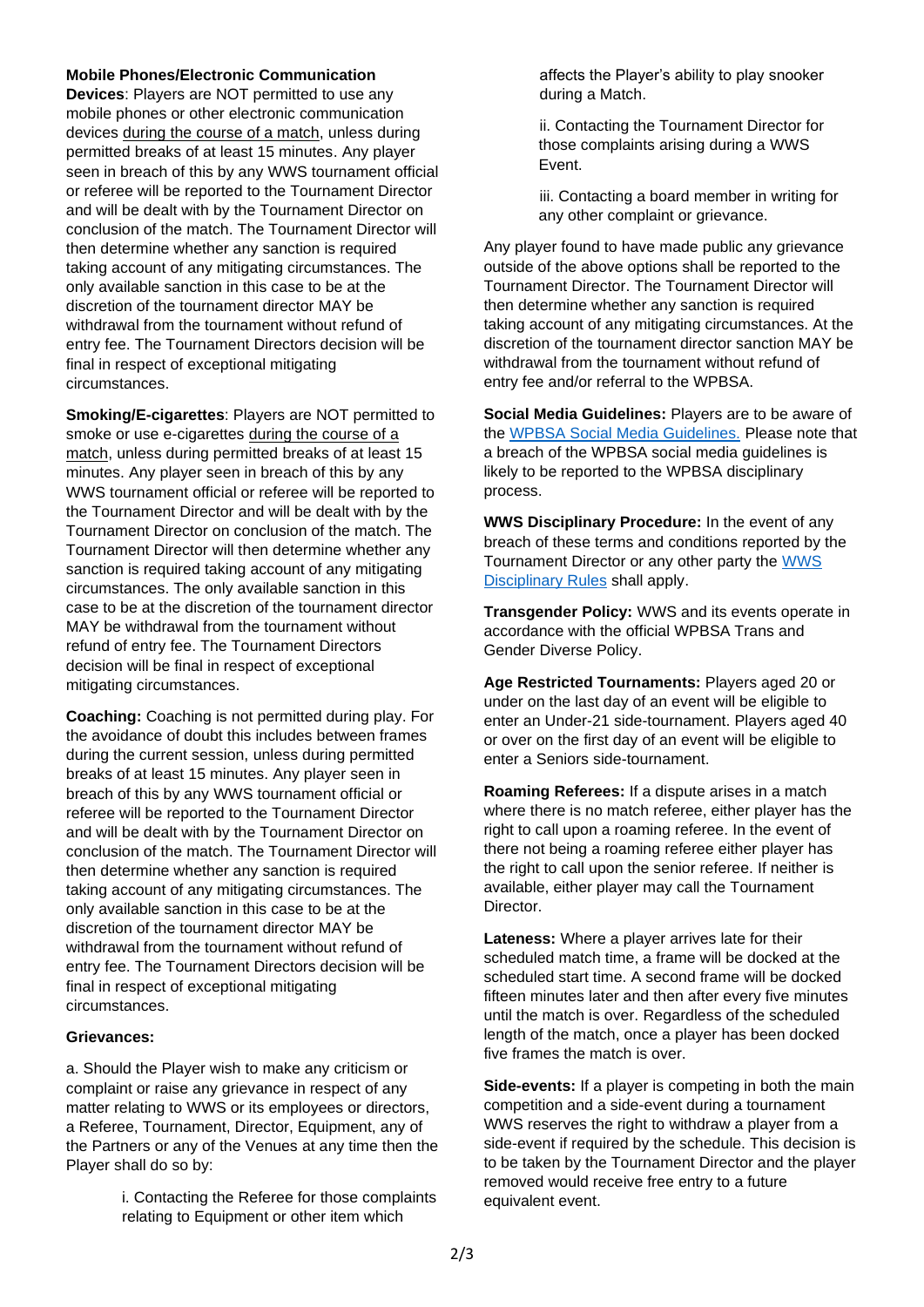**Mobile Phones/Electronic Communication Devices**: Players are NOT permitted to use any mobile phones or other electronic communication devices <u>during the course of a match</u>, unless during permitted breaks of at least 15 minutes. Any player seen in breach of this by any WWS tournament official or referee will be reported to the Tournament Director and will be dealt with by the Tournament Director on conclusion of the match. The Tournament Director will then determine whether any sanction is required taking account of any mitigating circumstances. The only available sanction in this case to be at the discretion of the tournament director MAY be withdrawal from the tournament without refund of entry fee. The Tournament Directors decision will be final in respect of exceptional mitigating circumstances.

**Smoking/E-cigarettes**: Players are NOT permitted to smoke or use e-cigarettes <u>during the course of a match</u>, unless during permitted breaks of at least 15 minutes. Any player seen in breach of this by any WWS tournament official or referee will be reported to the Tournament Director and will be dealt with by the Tournament Director on conclusion of the match. The Tournament Director will then determine whether any sanction is required taking account of any mitigating circumstances. The only available sanction in this case to be at the discretion of the tournament director MAY be withdrawal from the tournament without refund of entry fee. The Tournament Directors decision will be final in respect of exceptional mitigating circumstances.

**Coaching:** Coaching is not permitted during play. For the avoidance of doubt this includes between frames during the current session, unless during permitted breaks of at least 15 minutes. Any player seen in breach of this by any WWS tournament official or referee will be reported to the Tournament Director and will be dealt with by the Tournament Director on conclusion of the match. The Tournament Director will then determine whether any sanction is required taking account of any mitigating circumstances. The only available sanction in this case to be at the discretion of the tournament director MAY be withdrawal from the tournament without refund of entry fee. The Tournament Directors decision will be final in respect of exceptional mitigating circumstances.

**Grievances:**

a. Should the Player wish to make any criticism or complaint or raise any grievance in respect of any matter relating to WWS or its employees or directors, a Referee, Tournament, Director, Equipment, any of the Partners or any of the Venues at any time then the Player shall do so by:

> i. Contacting the Referee for those complaints relating to Equipment or other item which affects the Player's ability to play snooker during a Match.
>
> ii. Contacting the Tournament Director for those complaints arising during a WWS Event.
>
> iii. Contacting a board member in writing for any other complaint or grievance.

Any player found to have made public any grievance outside of the above options shall be reported to the Tournament Director. The Tournament Director will then determine whether any sanction is required taking account of any mitigating circumstances. At the discretion of the tournament director sanction MAY be withdrawal from the tournament without refund of entry fee and/or referral to the WPBSA.

**Social Media Guidelines:** Players are to be aware of the [WPBSA Social Media Guidelines.](WPBSA Social Media Guidelines) Please note that a breach of the WPBSA social media guidelines is likely to be reported to the WPBSA disciplinary process.

**WWS Disciplinary Procedure:** In the event of any breach of these terms and conditions reported by the Tournament Director or any other party the [WWS Disciplinary Rules](WWS Disciplinary Rules) shall apply.

**Transgender Policy:** WWS and its events operate in accordance with the official WPBSA Trans and Gender Diverse Policy.

**Age Restricted Tournaments:** Players aged 20 or under on the last day of an event will be eligible to enter an Under-21 side-tournament. Players aged 40 or over on the first day of an event will be eligible to enter a Seniors side-tournament.

**Roaming Referees:** If a dispute arises in a match where there is no match referee, either player has the right to call upon a roaming referee. In the event of there not being a roaming referee either player has the right to call upon the senior referee. If neither is available, either player may call the Tournament Director.

**Lateness:** Where a player arrives late for their scheduled match time, a frame will be docked at the scheduled start time. A second frame will be docked fifteen minutes later and then after every five minutes until the match is over. Regardless of the scheduled length of the match, once a player has been docked five frames the match is over.

**Side-events:** If a player is competing in both the main competition and a side-event during a tournament WWS reserves the right to withdraw a player from a side-event if required by the schedule. This decision is to be taken by the Tournament Director and the player removed would receive free entry to a future equivalent event.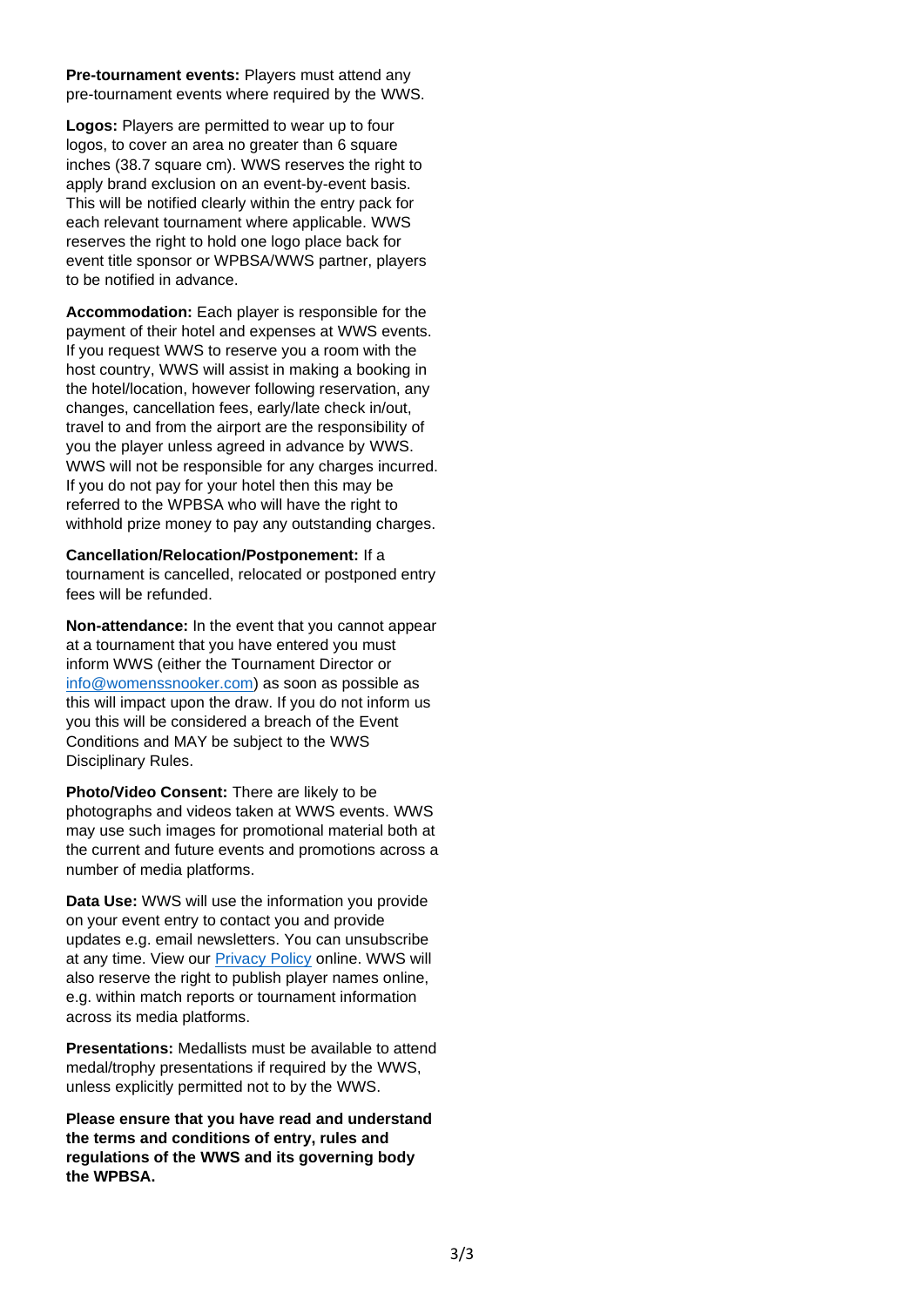**Pre-tournament events:** Players must attend any pre-tournament events where required by the WWS.

**Logos:** Players are permitted to wear up to four logos, to cover an area no greater than 6 square inches (38.7 square cm). WWS reserves the right to apply brand exclusion on an event-by-event basis. This will be notified clearly within the entry pack for each relevant tournament where applicable. WWS reserves the right to hold one logo place back for event title sponsor or WPBSA/WWS partner, players to be notified in advance.

**Accommodation:** Each player is responsible for the payment of their hotel and expenses at WWS events. If you request WWS to reserve you a room with the host country, WWS will assist in making a booking in the hotel/location, however following reservation, any changes, cancellation fees, early/late check in/out, travel to and from the airport are the responsibility of you the player unless agreed in advance by WWS. WWS will not be responsible for any charges incurred. If you do not pay for your hotel then this may be referred to the WPBSA who will have the right to withhold prize money to pay any outstanding charges.

**Cancellation/Relocation/Postponement:** If a tournament is cancelled, relocated or postponed entry fees will be refunded.

**Non-attendance:** In the event that you cannot appear at a tournament that you have entered you must inform WWS (either the Tournament Director or [info@womenssnooker.com](mailto:info@womenssnooker.com)) as soon as possible as this will impact upon the draw. If you do not inform us you this will be considered a breach of the Event Conditions and MAY be subject to the WWS Disciplinary Rules.

**Photo/Video Consent:** There are likely to be photographs and videos taken at WWS events. WWS may use such images for promotional material both at the current and future events and promotions across a number of media platforms.

**Data Use:** WWS will use the information you provide on your event entry to contact you and provide updates e.g. email newsletters. You can unsubscribe at any time. View our Privacy Policy online. WWS will also reserve the right to publish player names online, e.g. within match reports or tournament information across its media platforms.

**Presentations:** Medallists must be available to attend medal/trophy presentations if required by the WWS, unless explicitly permitted not to by the WWS.

**Please ensure that you have read and understand the terms and conditions of entry, rules and regulations of the WWS and its governing body the WPBSA.**